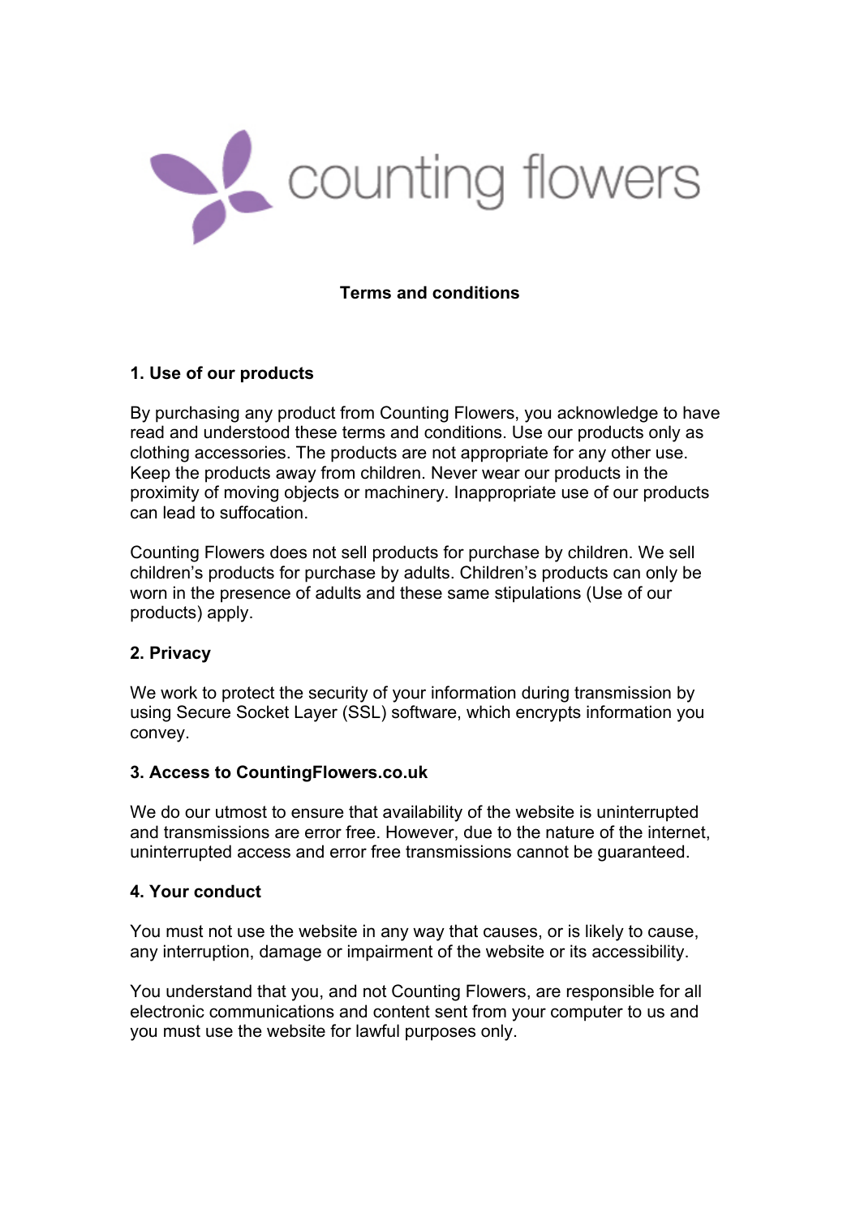# Terms and conditions

## 1. Use of our products

By purchasing any product from Counting Flowers, you acknowledge to have read and understood these terms and conditions. Use our products only as clothing accessories. The products are not appropriate for any other use. Keep the products away from children. Never wear our products in the proximity of moving objects or machinery. Inappropriate use of our products can lead to suffocation.

Counting Flowers does not sell products for purchase by children. We sell children's products for purchase by adults. Children's products can only be worn in the presence of adults and these same stipulations (Use of our products) apply.

## 2. Privacy

We work to protect the security of your information during transmission by using Secure Socket Layer (SSL) software, which encrypts information you convey.

## 3. Access to CountingFlowers.co.uk

We do our utmost to ensure that availability of the website is uninterrupted and transmissions are error free. However, due to the nature of the internet, uninterrupted access and error free transmissions cannot be guaranteed.

## 4. Your conduct

You must not use the website in any way that causes, or is likely to cause, any interruption, damage or impairment of the website or its accessibility.

You understand that you, and not Counting Flowers, are responsible for all electronic communications and content sent from your computer to us and you must use the website for lawful purposes only.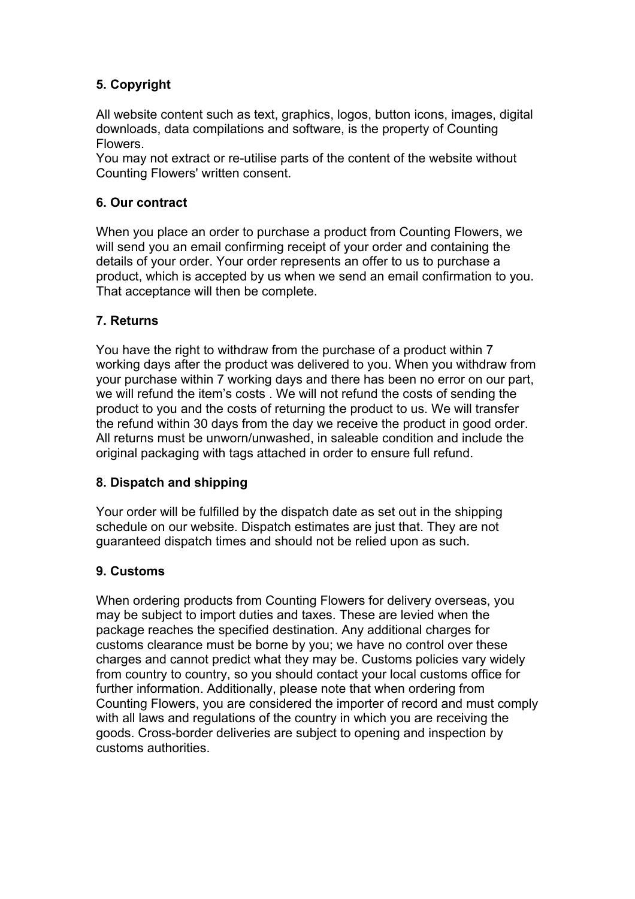### 5. Copyright

All website content such as text, graphics, logos, button icons, images, digital downloads, data compilations and software, is the property of Counting Flowers.
You may not extract or re-utilise parts of the content of the website without Counting Flowers' written consent.

### 6. Our contract

When you place an order to purchase a product from Counting Flowers, we will send you an email confirming receipt of your order and containing the details of your order. Your order represents an offer to us to purchase a product, which is accepted by us when we send an email confirmation to you. That acceptance will then be complete.

### 7. Returns

You have the right to withdraw from the purchase of a product within 7 working days after the product was delivered to you. When you withdraw from your purchase within 7 working days and there has been no error on our part, we will refund the item's costs . We will not refund the costs of sending the product to you and the costs of returning the product to us. We will transfer the refund within 30 days from the day we receive the product in good order. All returns must be unworn/unwashed, in saleable condition and include the original packaging with tags attached in order to ensure full refund.

### 8. Dispatch and shipping

Your order will be fulfilled by the dispatch date as set out in the shipping schedule on our website. Dispatch estimates are just that. They are not guaranteed dispatch times and should not be relied upon as such.

### 9. Customs

When ordering products from Counting Flowers for delivery overseas, you may be subject to import duties and taxes. These are levied when the package reaches the specified destination. Any additional charges for customs clearance must be borne by you; we have no control over these charges and cannot predict what they may be. Customs policies vary widely from country to country, so you should contact your local customs office for further information. Additionally, please note that when ordering from Counting Flowers, you are considered the importer of record and must comply with all laws and regulations of the country in which you are receiving the goods. Cross-border deliveries are subject to opening and inspection by customs authorities.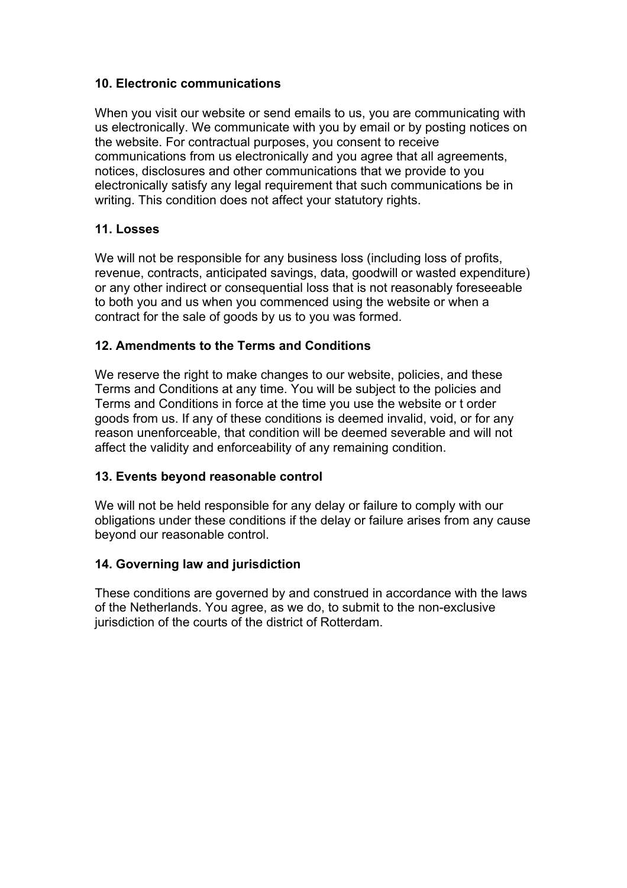**10. Electronic communications**

When you visit our website or send emails to us, you are communicating with us electronically. We communicate with you by email or by posting notices on the website. For contractual purposes, you consent to receive communications from us electronically and you agree that all agreements, notices, disclosures and other communications that we provide to you electronically satisfy any legal requirement that such communications be in writing. This condition does not affect your statutory rights.

**11. Losses**

We will not be responsible for any business loss (including loss of profits, revenue, contracts, anticipated savings, data, goodwill or wasted expenditure) or any other indirect or consequential loss that is not reasonably foreseeable to both you and us when you commenced using the website or when a contract for the sale of goods by us to you was formed.

**12. Amendments to the Terms and Conditions**

We reserve the right to make changes to our website, policies, and these Terms and Conditions at any time. You will be subject to the policies and Terms and Conditions in force at the time you use the website or t order goods from us. If any of these conditions is deemed invalid, void, or for any reason unenforceable, that condition will be deemed severable and will not affect the validity and enforceability of any remaining condition.

**13. Events beyond reasonable control**

We will not be held responsible for any delay or failure to comply with our obligations under these conditions if the delay or failure arises from any cause beyond our reasonable control.

**14. Governing law and jurisdiction**

These conditions are governed by and construed in accordance with the laws of the Netherlands. You agree, as we do, to submit to the non-exclusive jurisdiction of the courts of the district of Rotterdam.